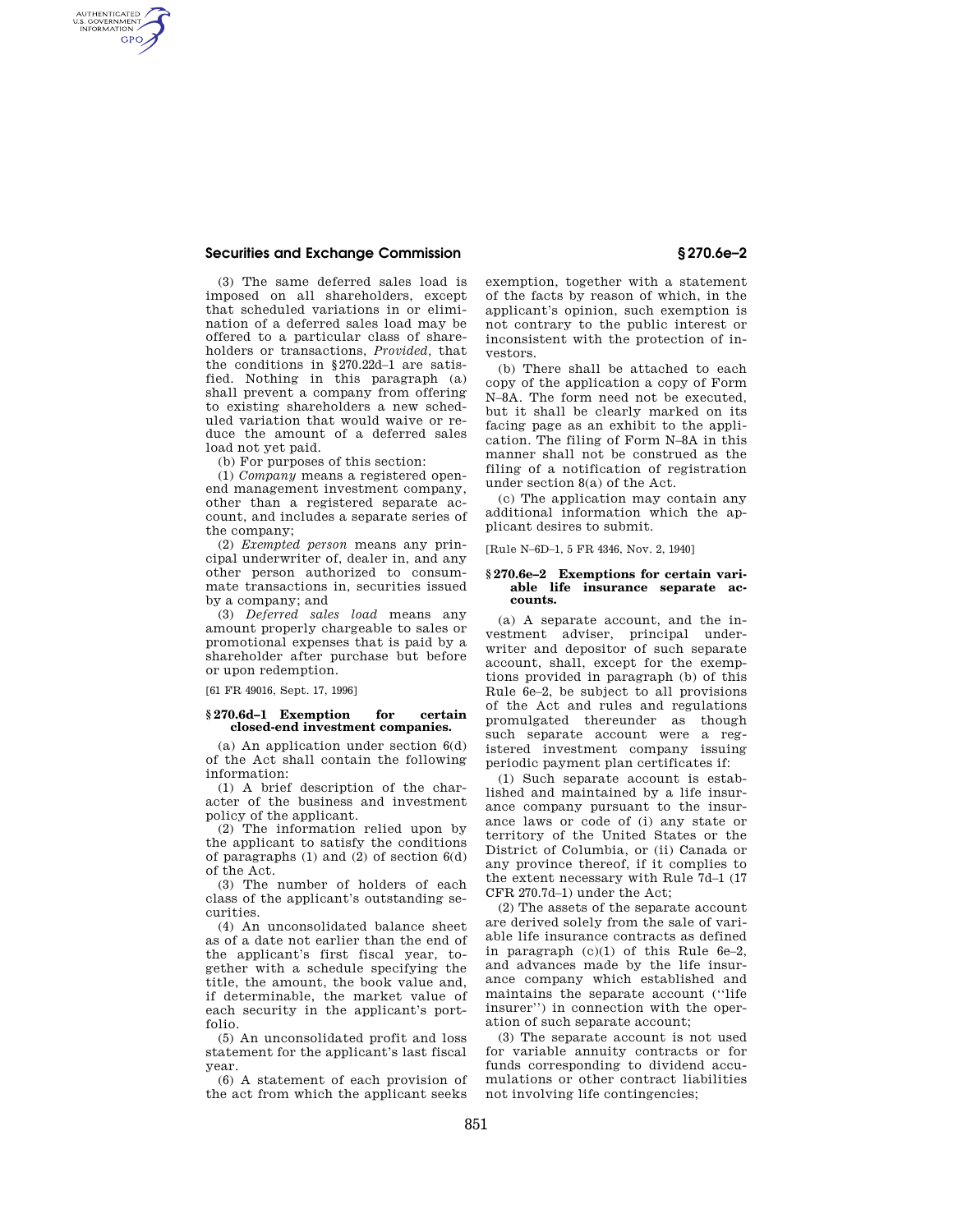(3) The same deferred sales load is imposed on all shareholders, except that scheduled variations in or elimination of a deferred sales load may be offered to a particular class of shareholders or transactions, *Provided,* that the conditions in §270.22d–1 are satisfied. Nothing in this paragraph (a) shall prevent a company from offering to existing shareholders a new scheduled variation that would waive or reduce the amount of a deferred sales load not yet paid.

(b) For purposes of this section:

(1) *Company* means a registered open-end management investment company, other than a registered separate account, and includes a separate series of the company;

(2) *Exempted person* means any principal underwriter of, dealer in, and any other person authorized to consummate transactions in, securities issued by a company; and

(3) *Deferred sales load* means any amount properly chargeable to sales or promotional expenses that is paid by a shareholder after purchase but before or upon redemption.

[61 FR 49016, Sept. 17, 1996]

### §270.6d–1 Exemption for certain closed-end investment companies.

(a) An application under section 6(d) of the Act shall contain the following information:

(1) A brief description of the character of the business and investment policy of the applicant.

(2) The information relied upon by the applicant to satisfy the conditions of paragraphs (1) and (2) of section 6(d) of the Act.

(3) The number of holders of each class of the applicant's outstanding securities.

(4) An unconsolidated balance sheet as of a date not earlier than the end of the applicant's first fiscal year, together with a schedule specifying the title, the amount, the book value and, if determinable, the market value of each security in the applicant's portfolio.

(5) An unconsolidated profit and loss statement for the applicant's last fiscal year.

(6) A statement of each provision of the act from which the applicant seeks exemption, together with a statement of the facts by reason of which, in the applicant's opinion, such exemption is not contrary to the public interest or inconsistent with the protection of investors.

(b) There shall be attached to each copy of the application a copy of Form N–8A. The form need not be executed, but it shall be clearly marked on its facing page as an exhibit to the application. The filing of Form N–8A in this manner shall not be construed as the filing of a notification of registration under section 8(a) of the Act.

(c) The application may contain any additional information which the applicant desires to submit.

[Rule N–6D–1, 5 FR 4346, Nov. 2, 1940]

### §270.6e–2 Exemptions for certain variable life insurance separate accounts.

(a) A separate account, and the investment adviser, principal underwriter and depositor of such separate account, shall, except for the exemptions provided in paragraph (b) of this Rule 6e–2, be subject to all provisions of the Act and rules and regulations promulgated thereunder as though such separate account were a registered investment company issuing periodic payment plan certificates if:

(1) Such separate account is established and maintained by a life insurance company pursuant to the insurance laws or code of (i) any state or territory of the United States or the District of Columbia, or (ii) Canada or any province thereof, if it complies to the extent necessary with Rule 7d–1 (17 CFR 270.7d–1) under the Act;

(2) The assets of the separate account are derived solely from the sale of variable life insurance contracts as defined in paragraph (c)(1) of this Rule 6e–2, and advances made by the life insurance company which established and maintains the separate account (''life insurer'') in connection with the operation of such separate account;

(3) The separate account is not used for variable annuity contracts or for funds corresponding to dividend accumulations or other contract liabilities not involving life contingencies;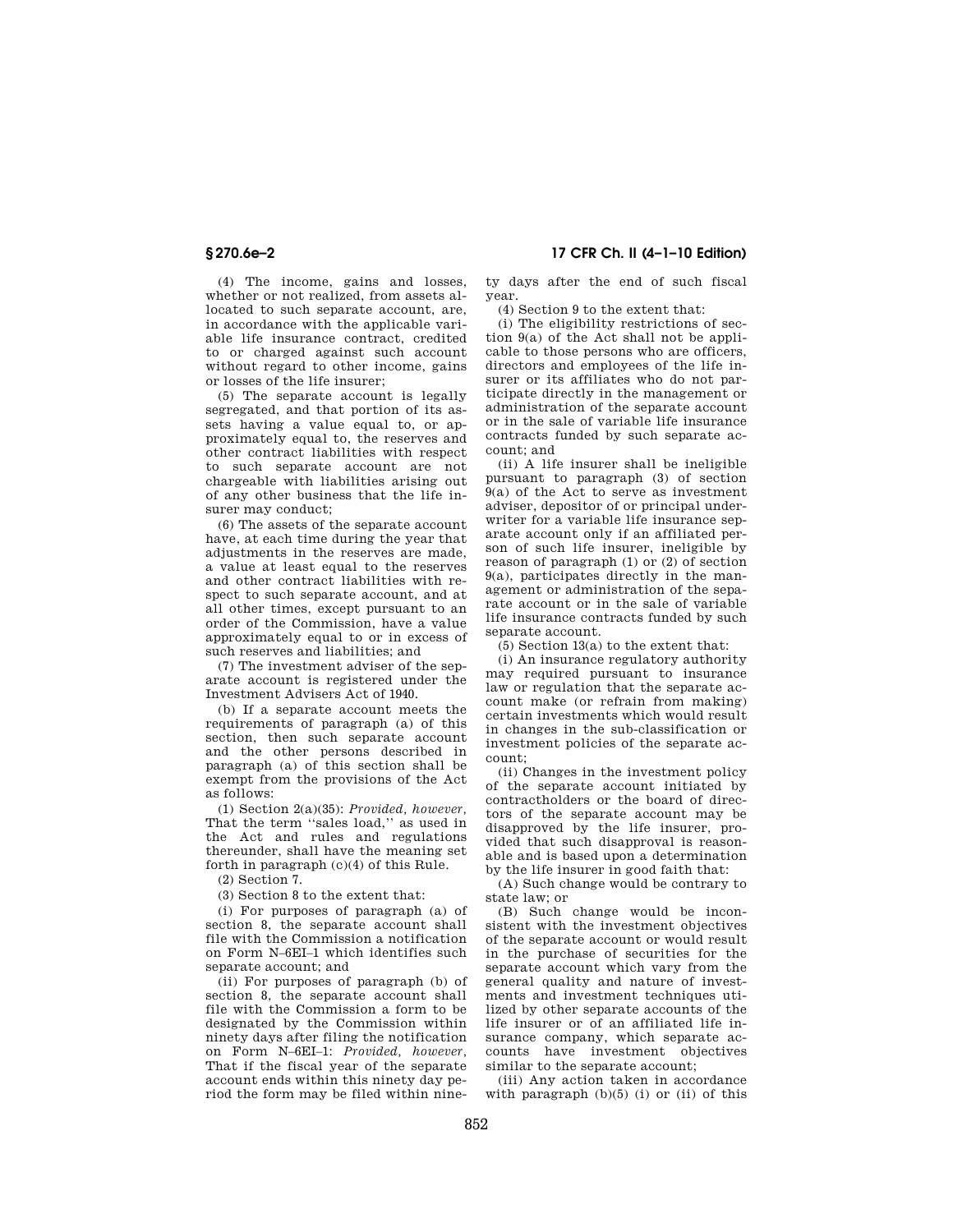(4) The income, gains and losses, whether or not realized, from assets allocated to such separate account, are, in accordance with the applicable variable life insurance contract, credited to or charged against such account without regard to other income, gains or losses of the life insurer;

(5) The separate account is legally segregated, and that portion of its assets having a value equal to, or approximately equal to, the reserves and other contract liabilities with respect to such separate account are not chargeable with liabilities arising out of any other business that the life insurer may conduct;

(6) The assets of the separate account have, at each time during the year that adjustments in the reserves are made, a value at least equal to the reserves and other contract liabilities with respect to such separate account, and at all other times, except pursuant to an order of the Commission, have a value approximately equal to or in excess of such reserves and liabilities; and

(7) The investment adviser of the separate account is registered under the Investment Advisers Act of 1940.

(b) If a separate account meets the requirements of paragraph (a) of this section, then such separate account and the other persons described in paragraph (a) of this section shall be exempt from the provisions of the Act as follows:

(1) Section 2(a)(35): *Provided, however,* That the term "sales load," as used in the Act and rules and regulations thereunder, shall have the meaning set forth in paragraph (c)(4) of this Rule.

(2) Section 7.

(3) Section 8 to the extent that:

(i) For purposes of paragraph (a) of section 8, the separate account shall file with the Commission a notification on Form N–6EI–1 which identifies such separate account; and

(ii) For purposes of paragraph (b) of section 8, the separate account shall file with the Commission a form to be designated by the Commission within ninety days after filing the notification on Form N–6EI–1: *Provided, however,* That if the fiscal year of the separate account ends within this ninety day period the form may be filed within ninety days after the end of such fiscal year.

(4) Section 9 to the extent that:

(i) The eligibility restrictions of section 9(a) of the Act shall not be applicable to those persons who are officers, directors and employees of the life insurer or its affiliates who do not participate directly in the management or administration of the separate account or in the sale of variable life insurance contracts funded by such separate account; and

(ii) A life insurer shall be ineligible pursuant to paragraph (3) of section 9(a) of the Act to serve as investment adviser, depositor of or principal underwriter for a variable life insurance separate account only if an affiliated person of such life insurer, ineligible by reason of paragraph (1) or (2) of section 9(a), participates directly in the management or administration of the separate account or in the sale of variable life insurance contracts funded by such separate account.

(5) Section 13(a) to the extent that:

(i) An insurance regulatory authority may required pursuant to insurance law or regulation that the separate account make (or refrain from making) certain investments which would result in changes in the sub-classification or investment policies of the separate account;

(ii) Changes in the investment policy of the separate account initiated by contractholders or the board of directors of the separate account may be disapproved by the life insurer, provided that such disapproval is reasonable and is based upon a determination by the life insurer in good faith that:

(A) Such change would be contrary to state law; or

(B) Such change would be inconsistent with the investment objectives of the separate account or would result in the purchase of securities for the separate account which vary from the general quality and nature of investments and investment techniques utilized by other separate accounts of the life insurer or of an affiliated life insurance company, which separate accounts have investment objectives similar to the separate account;

(iii) Any action taken in accordance with paragraph (b)(5) (i) or (ii) of this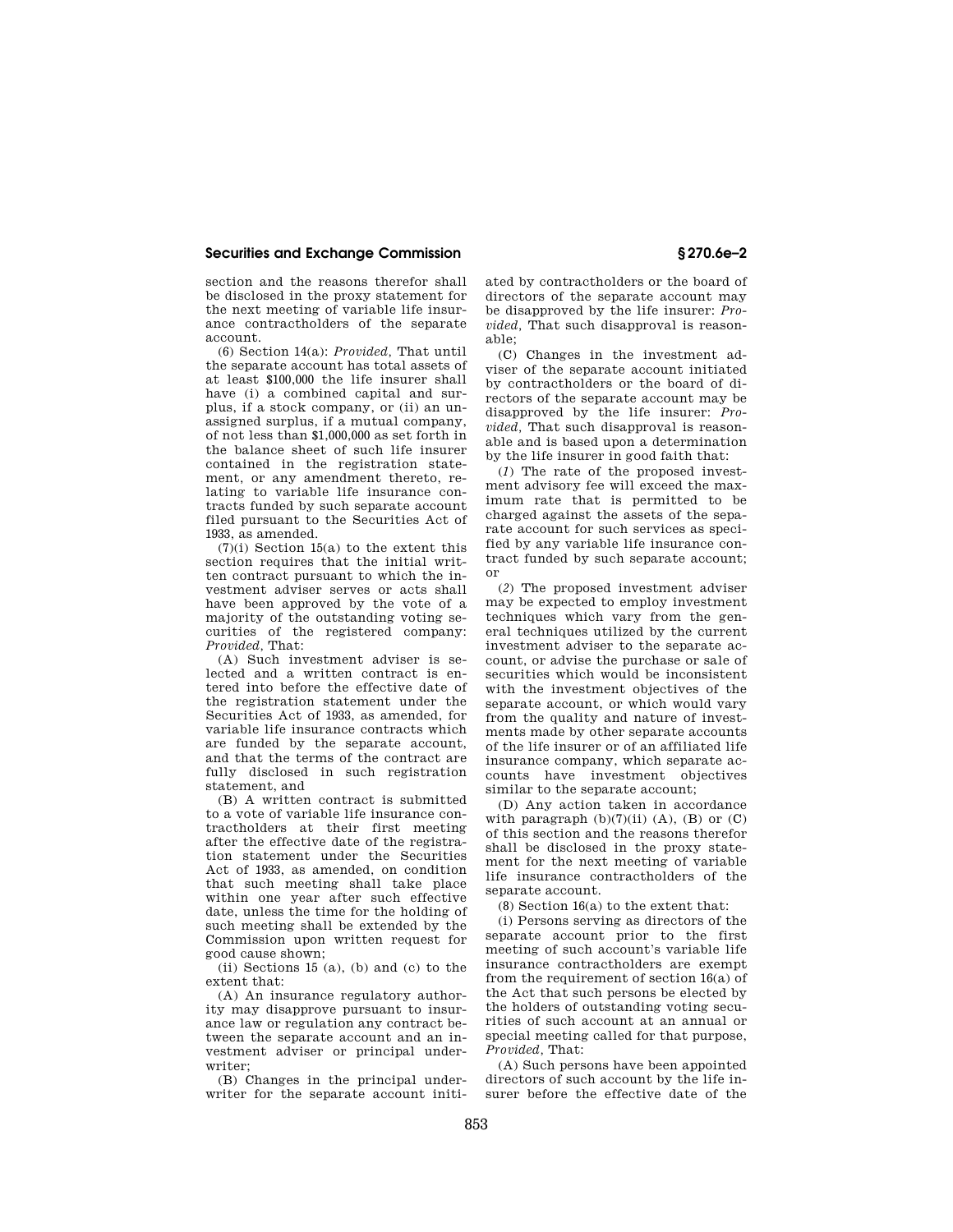section and the reasons therefor shall be disclosed in the proxy statement for the next meeting of variable life insurance contractholders of the separate account.

(6) Section 14(a): *Provided,* That until the separate account has total assets of at least $100,000 the life insurer shall have (i) a combined capital and surplus, if a stock company, or (ii) an unassigned surplus, if a mutual company, of not less than $1,000,000 as set forth in the balance sheet of such life insurer contained in the registration statement, or any amendment thereto, relating to variable life insurance contracts funded by such separate account filed pursuant to the Securities Act of 1933, as amended.

(7)(i) Section 15(a) to the extent this section requires that the initial written contract pursuant to which the investment adviser serves or acts shall have been approved by the vote of a majority of the outstanding voting securities of the registered company: *Provided,* That:

(A) Such investment adviser is selected and a written contract is entered into before the effective date of the registration statement under the Securities Act of 1933, as amended, for variable life insurance contracts which are funded by the separate account, and that the terms of the contract are fully disclosed in such registration statement, and

(B) A written contract is submitted to a vote of variable life insurance contractholders at their first meeting after the effective date of the registration statement under the Securities Act of 1933, as amended, on condition that such meeting shall take place within one year after such effective date, unless the time for the holding of such meeting shall be extended by the Commission upon written request for good cause shown;

(ii) Sections 15 (a), (b) and (c) to the extent that:

(A) An insurance regulatory authority may disapprove pursuant to insurance law or regulation any contract between the separate account and an investment adviser or principal underwriter;

(B) Changes in the principal underwriter for the separate account initiated by contractholders or the board of directors of the separate account may be disapproved by the life insurer: *Provided,* That such disapproval is reasonable;

(C) Changes in the investment adviser of the separate account initiated by contractholders or the board of directors of the separate account may be disapproved by the life insurer: *Provided,* That such disapproval is reasonable and is based upon a determination by the life insurer in good faith that:

(*1*) The rate of the proposed investment advisory fee will exceed the maximum rate that is permitted to be charged against the assets of the separate account for such services as specified by any variable life insurance contract funded by such separate account; or

(*2*) The proposed investment adviser may be expected to employ investment techniques which vary from the general techniques utilized by the current investment adviser to the separate account, or advise the purchase or sale of securities which would be inconsistent with the investment objectives of the separate account, or which would vary from the quality and nature of investments made by other separate accounts of the life insurer or of an affiliated life insurance company, which separate accounts have investment objectives similar to the separate account;

(D) Any action taken in accordance with paragraph (b)(7)(ii) (A), (B) or (C) of this section and the reasons therefor shall be disclosed in the proxy statement for the next meeting of variable life insurance contractholders of the separate account.

(8) Section 16(a) to the extent that:

(i) Persons serving as directors of the separate account prior to the first meeting of such account's variable life insurance contractholders are exempt from the requirement of section 16(a) of the Act that such persons be elected by the holders of outstanding voting securities of such account at an annual or special meeting called for that purpose, *Provided,* That:

(A) Such persons have been appointed directors of such account by the life insurer before the effective date of the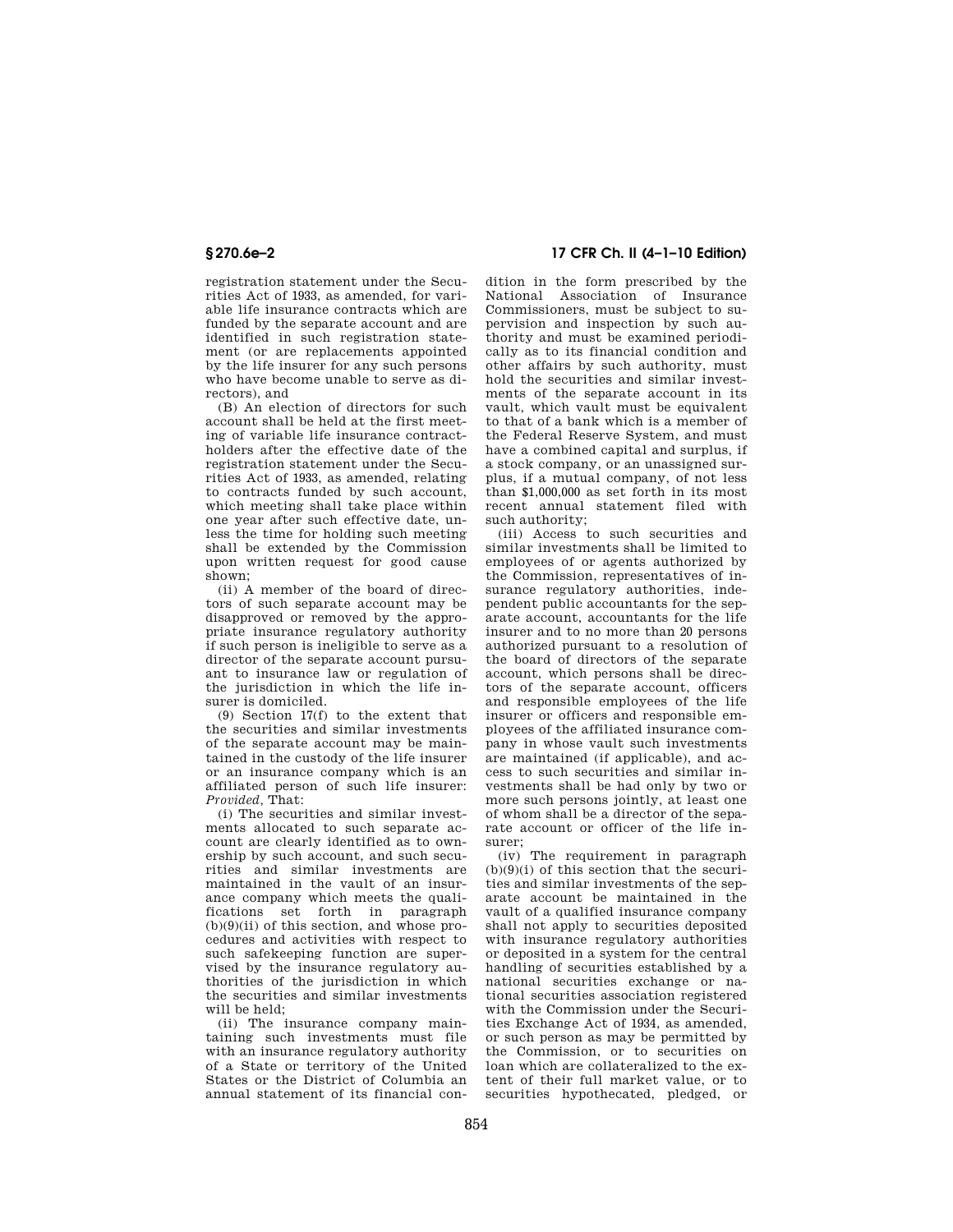registration statement under the Securities Act of 1933, as amended, for variable life insurance contracts which are funded by the separate account and are identified in such registration statement (or are replacements appointed by the life insurer for any such persons who have become unable to serve as directors), and

(B) An election of directors for such account shall be held at the first meeting of variable life insurance contractholders after the effective date of the registration statement under the Securities Act of 1933, as amended, relating to contracts funded by such account, which meeting shall take place within one year after such effective date, unless the time for holding such meeting shall be extended by the Commission upon written request for good cause shown;

(ii) A member of the board of directors of such separate account may be disapproved or removed by the appropriate insurance regulatory authority if such person is ineligible to serve as a director of the separate account pursuant to insurance law or regulation of the jurisdiction in which the life insurer is domiciled.

(9) Section 17(f) to the extent that the securities and similar investments of the separate account may be maintained in the custody of the life insurer or an insurance company which is an affiliated person of such life insurer: *Provided*, That:

(i) The securities and similar investments allocated to such separate account are clearly identified as to ownership by such account, and such securities and similar investments are maintained in the vault of an insurance company which meets the qualifications set forth in paragraph (b)(9)(ii) of this section, and whose procedures and activities with respect to such safekeeping function are supervised by the insurance regulatory authorities of the jurisdiction in which the securities and similar investments will be held;

(ii) The insurance company maintaining such investments must file with an insurance regulatory authority of a State or territory of the United States or the District of Columbia an annual statement of its financial condition in the form prescribed by the National Association of Insurance Commissioners, must be subject to supervision and inspection by such authority and must be examined periodically as to its financial condition and other affairs by such authority, must hold the securities and similar investments of the separate account in its vault, which vault must be equivalent to that of a bank which is a member of the Federal Reserve System, and must have a combined capital and surplus, if a stock company, or an unassigned surplus, if a mutual company, of not less than $1,000,000 as set forth in its most recent annual statement filed with such authority;

(iii) Access to such securities and similar investments shall be limited to employees of or agents authorized by the Commission, representatives of insurance regulatory authorities, independent public accountants for the separate account, accountants for the life insurer and to no more than 20 persons authorized pursuant to a resolution of the board of directors of the separate account, which persons shall be directors of the separate account, officers and responsible employees of the life insurer or officers and responsible employees of the affiliated insurance company in whose vault such investments are maintained (if applicable), and access to such securities and similar investments shall be had only by two or more such persons jointly, at least one of whom shall be a director of the separate account or officer of the life insurer;

(iv) The requirement in paragraph (b)(9)(i) of this section that the securities and similar investments of the separate account be maintained in the vault of a qualified insurance company shall not apply to securities deposited with insurance regulatory authorities or deposited in a system for the central handling of securities established by a national securities exchange or national securities association registered with the Commission under the Securities Exchange Act of 1934, as amended, or such person as may be permitted by the Commission, or to securities on loan which are collateralized to the extent of their full market value, or to securities hypothecated, pledged, or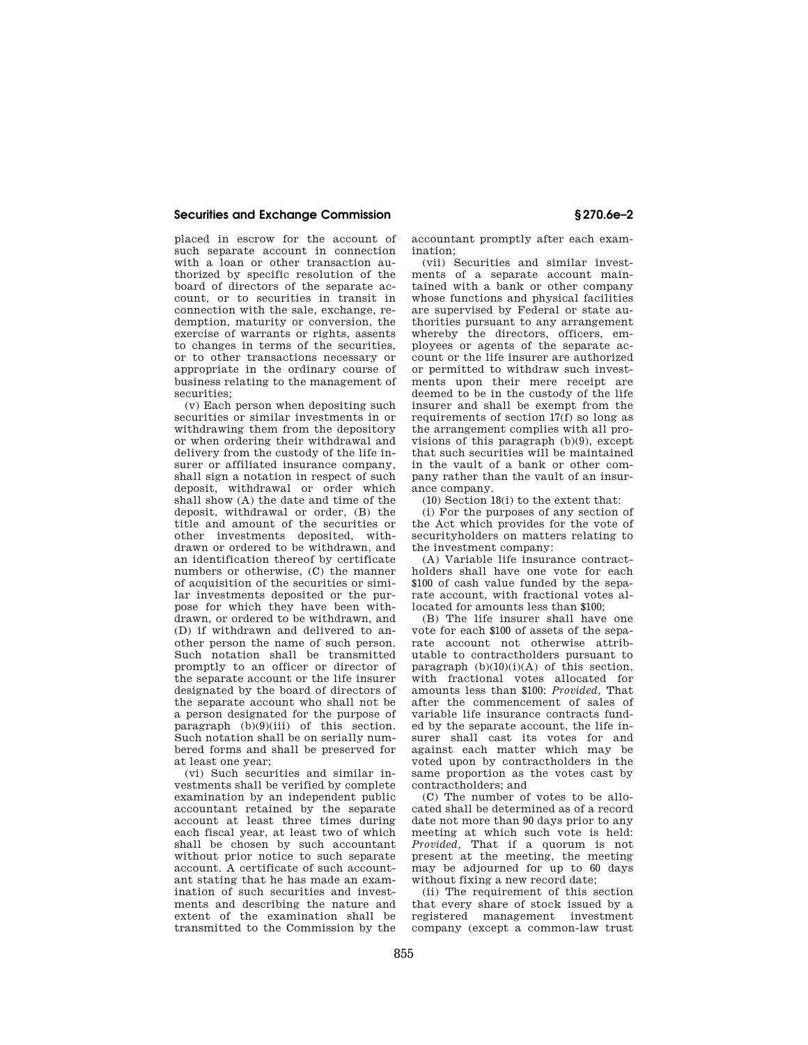placed in escrow for the account of such separate account in connection with a loan or other transaction authorized by specific resolution of the board of directors of the separate account, or to securities in transit in connection with the sale, exchange, redemption, maturity or conversion, the exercise of warrants or rights, assents to changes in terms of the securities, or to other transactions necessary or appropriate in the ordinary course of business relating to the management of securities;

(v) Each person when depositing such securities or similar investments in or withdrawing them from the depository or when ordering their withdrawal and delivery from the custody of the life insurer or affiliated insurance company, shall sign a notation in respect of such deposit, withdrawal or order which shall show (A) the date and time of the deposit, withdrawal or order, (B) the title and amount of the securities or other investments deposited, withdrawn or ordered to be withdrawn, and an identification thereof by certificate numbers or otherwise, (C) the manner of acquisition of the securities or similar investments deposited or the purpose for which they have been withdrawn, or ordered to be withdrawn, and (D) if withdrawn and delivered to another person the name of such person. Such notation shall be transmitted promptly to an officer or director of the separate account or the life insurer designated by the board of directors of the separate account who shall not be a person designated for the purpose of paragraph (b)(9)(iii) of this section. Such notation shall be on serially numbered forms and shall be preserved for at least one year;

(vi) Such securities and similar investments shall be verified by complete examination by an independent public accountant retained by the separate account at least three times during each fiscal year, at least two of which shall be chosen by such accountant without prior notice to such separate account. A certificate of such accountant stating that he has made an examination of such securities and investments and describing the nature and extent of the examination shall be transmitted to the Commission by the accountant promptly after each examination;

(vii) Securities and similar investments of a separate account maintained with a bank or other company whose functions and physical facilities are supervised by Federal or state authorities pursuant to any arrangement whereby the directors, officers, employees or agents of the separate account or the life insurer are authorized or permitted to withdraw such investments upon their mere receipt are deemed to be in the custody of the life insurer and shall be exempt from the requirements of section 17(f) so long as the arrangement complies with all provisions of this paragraph (b)(9), except that such securities will be maintained in the vault of a bank or other company rather than the vault of an insurance company.

(10) Section 18(i) to the extent that:

(i) For the purposes of any section of the Act which provides for the vote of securityholders on matters relating to the investment company:

(A) Variable life insurance contractholders shall have one vote for each $100 of cash value funded by the separate account, with fractional votes allocated for amounts less than $100;

(B) The life insurer shall have one vote for each $100 of assets of the separate account not otherwise attributable to contractholders pursuant to paragraph (b)(10)(i)(A) of this section, with fractional votes allocated for amounts less than $100: *Provided*, That after the commencement of sales of variable life insurance contracts funded by the separate account, the life insurer shall cast its votes for and against each matter which may be voted upon by contractholders in the same proportion as the votes cast by contractholders; and

(C) The number of votes to be allocated shall be determined as of a record date not more than 90 days prior to any meeting at which such vote is held: *Provided*, That if a quorum is not present at the meeting, the meeting may be adjourned for up to 60 days without fixing a new record date;

(ii) The requirement of this section that every share of stock issued by a registered management investment company (except a common-law trust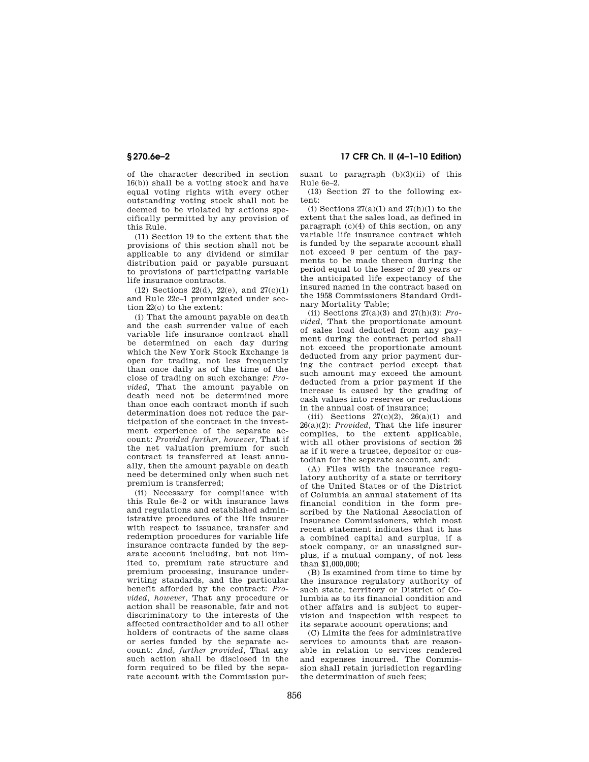of the character described in section 16(b)) shall be a voting stock and have equal voting rights with every other outstanding voting stock shall not be deemed to be violated by actions specifically permitted by any provision of this Rule.

(11) Section 19 to the extent that the provisions of this section shall not be applicable to any dividend or similar distribution paid or payable pursuant to provisions of participating variable life insurance contracts.

(12) Sections 22(d), 22(e), and 27(c)(1) and Rule 22c–1 promulgated under section 22(c) to the extent:

(i) That the amount payable on death and the cash surrender value of each variable life insurance contract shall be determined on each day during which the New York Stock Exchange is open for trading, not less frequently than once daily as of the time of the close of trading on such exchange: *Provided,* That the amount payable on death need not be determined more than once each contract month if such determination does not reduce the participation of the contract in the investment experience of the separate account: *Provided further, however,* That if the net valuation premium for such contract is transferred at least annually, then the amount payable on death need be determined only when such net premium is transferred;

(ii) Necessary for compliance with this Rule 6e–2 or with insurance laws and regulations and established administrative procedures of the life insurer with respect to issuance, transfer and redemption procedures for variable life insurance contracts funded by the separate account including, but not limited to, premium rate structure and premium processing, insurance underwriting standards, and the particular benefit afforded by the contract: *Provided, however,* That any procedure or action shall be reasonable, fair and not discriminatory to the interests of the affected contractholder and to all other holders of contracts of the same class or series funded by the separate account: *And, further provided,* That any such action shall be disclosed in the form required to be filed by the separate account with the Commission pursuant to paragraph (b)(3)(ii) of this Rule 6e–2.

(13) Section 27 to the following extent:

(i) Sections 27(a)(1) and 27(h)(1) to the extent that the sales load, as defined in paragraph (c)(4) of this section, on any variable life insurance contract which is funded by the separate account shall not exceed 9 per centum of the payments to be made thereon during the period equal to the lesser of 20 years or the anticipated life expectancy of the insured named in the contract based on the 1958 Commissioners Standard Ordinary Mortality Table;

(ii) Sections 27(a)(3) and 27(h)(3): *Provided,* That the proportionate amount of sales load deducted from any payment during the contract period shall not exceed the proportionate amount deducted from any prior payment during the contract period except that such amount may exceed the amount deducted from a prior payment if the increase is caused by the grading of cash values into reserves or reductions in the annual cost of insurance;

(iii) Sections 27(c)(2), 26(a)(1) and 26(a)(2): *Provided,* That the life insurer complies, to the extent applicable, with all other provisions of section 26 as if it were a trustee, depositor or custodian for the separate account, and:

(A) Files with the insurance regulatory authority of a state or territory of the United States or of the District of Columbia an annual statement of its financial condition in the form prescribed by the National Association of Insurance Commissioners, which most recent statement indicates that it has a combined capital and surplus, if a stock company, or an unassigned surplus, if a mutual company, of not less than $1,000,000;

(B) Is examined from time to time by the insurance regulatory authority of such state, territory or District of Columbia as to its financial condition and other affairs and is subject to supervision and inspection with respect to its separate account operations; and

(C) Limits the fees for administrative services to amounts that are reasonable in relation to services rendered and expenses incurred. The Commission shall retain jurisdiction regarding the determination of such fees;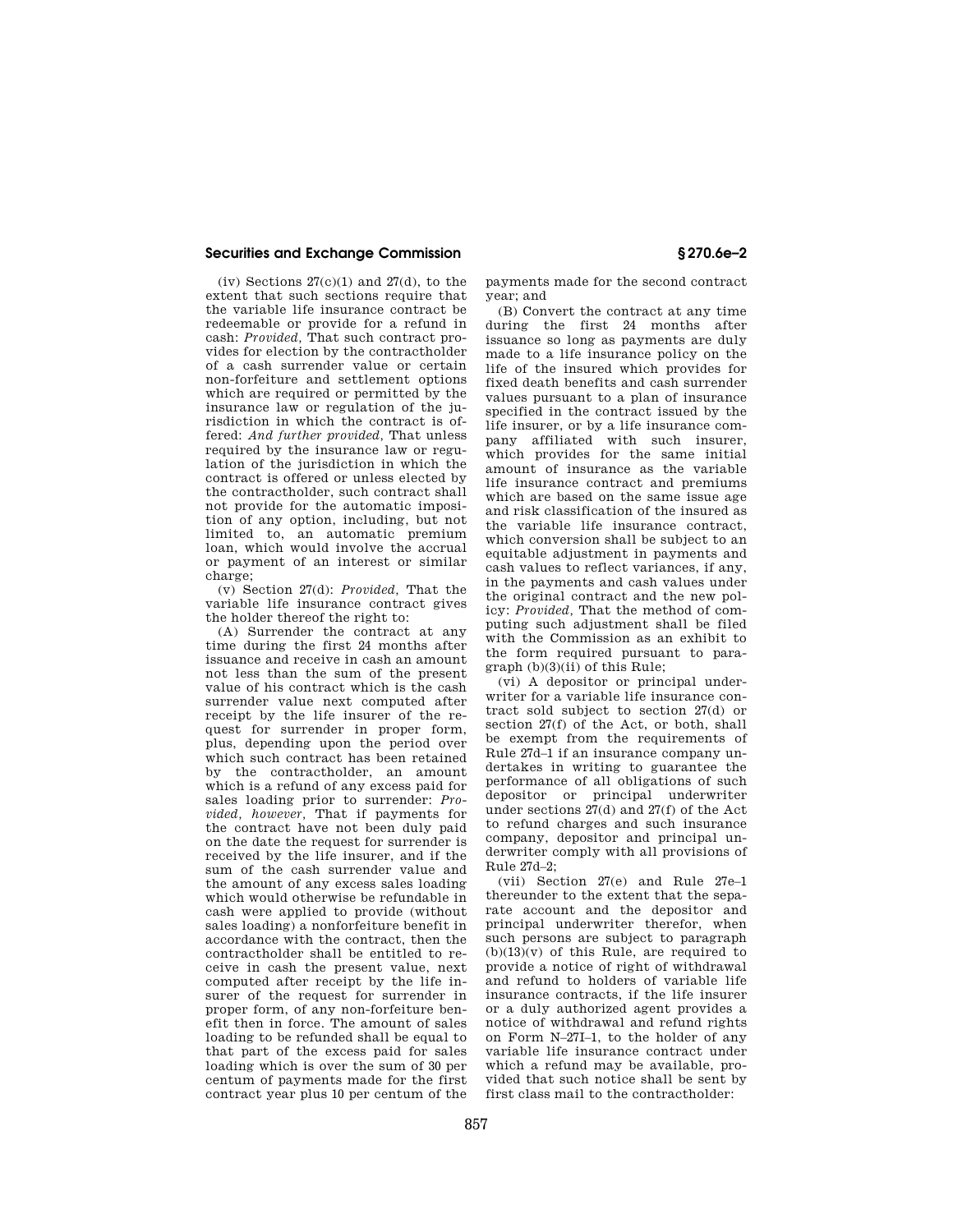(iv) Sections 27(c)(1) and 27(d), to the extent that such sections require that the variable life insurance contract be redeemable or provide for a refund in cash: *Provided,* That such contract provides for election by the contractholder of a cash surrender value or certain non-forfeiture and settlement options which are required or permitted by the insurance law or regulation of the jurisdiction in which the contract is offered: *And further provided,* That unless required by the insurance law or regulation of the jurisdiction in which the contract is offered or unless elected by the contractholder, such contract shall not provide for the automatic imposition of any option, including, but not limited to, an automatic premium loan, which would involve the accrual or payment of an interest or similar charge;

(v) Section 27(d): *Provided,* That the variable life insurance contract gives the holder thereof the right to:

(A) Surrender the contract at any time during the first 24 months after issuance and receive in cash an amount not less than the sum of the present value of his contract which is the cash surrender value next computed after receipt by the life insurer of the request for surrender in proper form, plus, depending upon the period over which such contract has been retained by the contractholder, an amount which is a refund of any excess paid for sales loading prior to surrender: *Provided, however,* That if payments for the contract have not been duly paid on the date the request for surrender is received by the life insurer, and if the sum of the cash surrender value and the amount of any excess sales loading which would otherwise be refundable in cash were applied to provide (without sales loading) a nonforfeiture benefit in accordance with the contract, then the contractholder shall be entitled to receive in cash the present value, next computed after receipt by the life insurer of the request for surrender in proper form, of any non-forfeiture benefit then in force. The amount of sales loading to be refunded shall be equal to that part of the excess paid for sales loading which is over the sum of 30 per centum of payments made for the first contract year plus 10 per centum of the payments made for the second contract year; and

(B) Convert the contract at any time during the first 24 months after issuance so long as payments are duly made to a life insurance policy on the life of the insured which provides for fixed death benefits and cash surrender values pursuant to a plan of insurance specified in the contract issued by the life insurer, or by a life insurance company affiliated with such insurer, which provides for the same initial amount of insurance as the variable life insurance contract and premiums which are based on the same issue age and risk classification of the insured as the variable life insurance contract, which conversion shall be subject to an equitable adjustment in payments and cash values to reflect variances, if any, in the payments and cash values under the original contract and the new policy: *Provided,* That the method of computing such adjustment shall be filed with the Commission as an exhibit to the form required pursuant to paragraph (b)(3)(ii) of this Rule;

(vi) A depositor or principal underwriter for a variable life insurance contract sold subject to section 27(d) or section 27(f) of the Act, or both, shall be exempt from the requirements of Rule 27d–1 if an insurance company undertakes in writing to guarantee the performance of all obligations of such depositor or principal underwriter under sections 27(d) and 27(f) of the Act to refund charges and such insurance company, depositor and principal underwriter comply with all provisions of Rule 27d–2;

(vii) Section 27(e) and Rule 27e–1 thereunder to the extent that the separate account and the depositor and principal underwriter therefor, when such persons are subject to paragraph (b)(13)(v) of this Rule, are required to provide a notice of right of withdrawal and refund to holders of variable life insurance contracts, if the life insurer or a duly authorized agent provides a notice of withdrawal and refund rights on Form N–27I–1, to the holder of any variable life insurance contract under which a refund may be available, provided that such notice shall be sent by first class mail to the contractholder: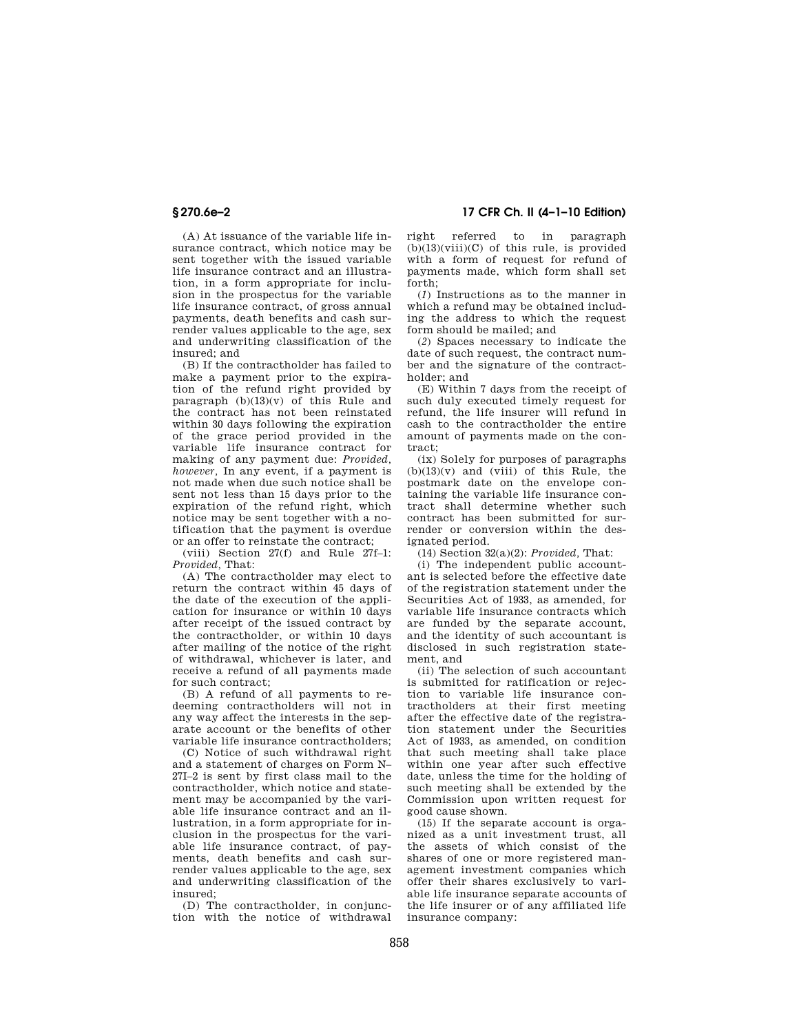(A) At issuance of the variable life insurance contract, which notice may be sent together with the issued variable life insurance contract and an illustration, in a form appropriate for inclusion in the prospectus for the variable life insurance contract, of gross annual payments, death benefits and cash surrender values applicable to the age, sex and underwriting classification of the insured; and

(B) If the contractholder has failed to make a payment prior to the expiration of the refund right provided by paragraph (b)(13)(v) of this Rule and the contract has not been reinstated within 30 days following the expiration of the grace period provided in the variable life insurance contract for making of any payment due: *Provided, however,* In any event, if a payment is not made when due such notice shall be sent not less than 15 days prior to the expiration of the refund right, which notice may be sent together with a notification that the payment is overdue or an offer to reinstate the contract;

(viii) Section 27(f) and Rule 27f–1: *Provided,* That:

(A) The contractholder may elect to return the contract within 45 days of the date of the execution of the application for insurance or within 10 days after receipt of the issued contract by the contractholder, or within 10 days after mailing of the notice of the right of withdrawal, whichever is later, and receive a refund of all payments made for such contract;

(B) A refund of all payments to redeeming contractholders will not in any way affect the interests in the separate account or the benefits of other variable life insurance contractholders;

(C) Notice of such withdrawal right and a statement of charges on Form N–27I–2 is sent by first class mail to the contractholder, which notice and statement may be accompanied by the variable life insurance contract and an illustration, in a form appropriate for inclusion in the prospectus for the variable life insurance contract, of payments, death benefits and cash surrender values applicable to the age, sex and underwriting classification of the insured;

(D) The contractholder, in conjunction with the notice of withdrawal right referred to in paragraph (b)(13)(viii)(C) of this rule, is provided with a form of request for refund of payments made, which form shall set forth;

(*1*) Instructions as to the manner in which a refund may be obtained including the address to which the request form should be mailed; and

(*2*) Spaces necessary to indicate the date of such request, the contract number and the signature of the contractholder; and

(E) Within 7 days from the receipt of such duly executed timely request for refund, the life insurer will refund in cash to the contractholder the entire amount of payments made on the contract;

(ix) Solely for purposes of paragraphs (b)(13)(v) and (viii) of this Rule, the postmark date on the envelope containing the variable life insurance contract shall determine whether such contract has been submitted for surrender or conversion within the designated period.

(14) Section 32(a)(2): *Provided,* That:

(i) The independent public accountant is selected before the effective date of the registration statement under the Securities Act of 1933, as amended, for variable life insurance contracts which are funded by the separate account, and the identity of such accountant is disclosed in such registration statement, and

(ii) The selection of such accountant is submitted for ratification or rejection to variable life insurance contractholders at their first meeting after the effective date of the registration statement under the Securities Act of 1933, as amended, on condition that such meeting shall take place within one year after such effective date, unless the time for the holding of such meeting shall be extended by the Commission upon written request for good cause shown.

(15) If the separate account is organized as a unit investment trust, all the assets of which consist of the shares of one or more registered management investment companies which offer their shares exclusively to variable life insurance separate accounts of the life insurer or of any affiliated life insurance company: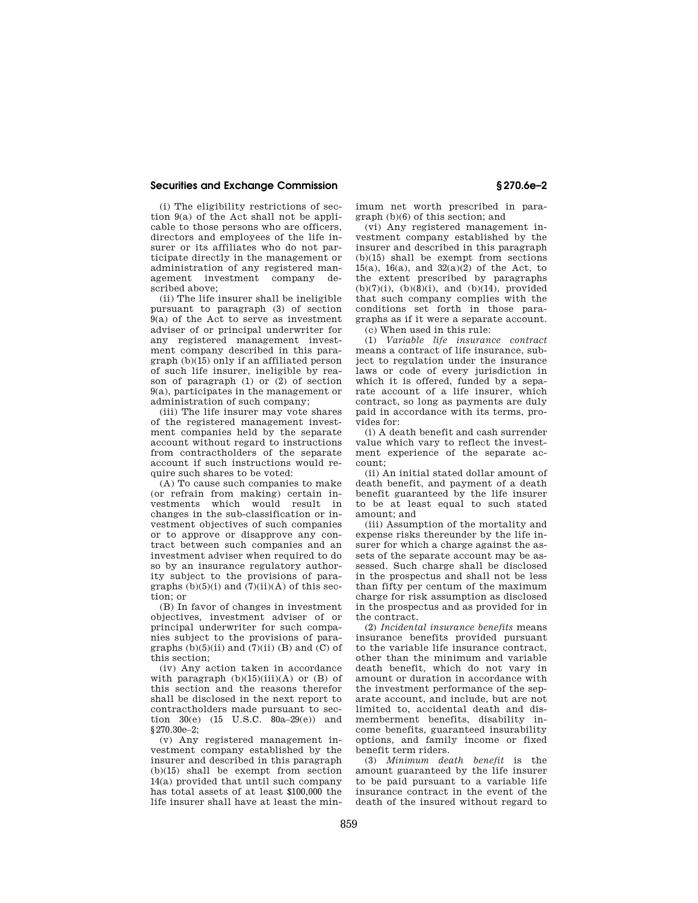(i) The eligibility restrictions of section 9(a) of the Act shall not be applicable to those persons who are officers, directors and employees of the life insurer or its affiliates who do not participate directly in the management or administration of any registered management investment company described above;

(ii) The life insurer shall be ineligible pursuant to paragraph (3) of section 9(a) of the Act to serve as investment adviser of or principal underwriter for any registered management investment company described in this paragraph (b)(15) only if an affiliated person of such life insurer, ineligible by reason of paragraph (1) or (2) of section 9(a), participates in the management or administration of such company;

(iii) The life insurer may vote shares of the registered management investment companies held by the separate account without regard to instructions from contractholders of the separate account if such instructions would require such shares to be voted:

(A) To cause such companies to make (or refrain from making) certain investments which would result in changes in the sub-classification or investment objectives of such companies or to approve or disapprove any contract between such companies and an investment adviser when required to do so by an insurance regulatory authority subject to the provisions of paragraphs (b)(5)(i) and (7)(ii)(A) of this section; or

(B) In favor of changes in investment objectives, investment adviser of or principal underwriter for such companies subject to the provisions of paragraphs (b)(5)(ii) and (7)(ii) (B) and (C) of this section;

(iv) Any action taken in accordance with paragraph (b)(15)(iii)(A) or (B) of this section and the reasons therefor shall be disclosed in the next report to contractholders made pursuant to section 30(e) (15 U.S.C. 80a–29(e)) and §270.30e–2;

(v) Any registered management investment company established by the insurer and described in this paragraph (b)(15) shall be exempt from section 14(a) provided that until such company has total assets of at least $100,000 the life insurer shall have at least the minimum net worth prescribed in paragraph (b)(6) of this section; and

(vi) Any registered management investment company established by the insurer and described in this paragraph (b)(15) shall be exempt from sections 15(a), 16(a), and 32(a)(2) of the Act, to the extent prescribed by paragraphs (b)(7)(i), (b)(8)(i), and (b)(14), provided that such company complies with the conditions set forth in those paragraphs as if it were a separate account.

(c) When used in this rule:

(1) *Variable life insurance contract* means a contract of life insurance, subject to regulation under the insurance laws or code of every jurisdiction in which it is offered, funded by a separate account of a life insurer, which contract, so long as payments are duly paid in accordance with its terms, provides for:

(i) A death benefit and cash surrender value which vary to reflect the investment experience of the separate account;

(ii) An initial stated dollar amount of death benefit, and payment of a death benefit guaranteed by the life insurer to be at least equal to such stated amount; and

(iii) Assumption of the mortality and expense risks thereunder by the life insurer for which a charge against the assets of the separate account may be assessed. Such charge shall be disclosed in the prospectus and shall not be less than fifty per centum of the maximum charge for risk assumption as disclosed in the prospectus and as provided for in the contract.

(2) *Incidental insurance benefits* means insurance benefits provided pursuant to the variable life insurance contract, other than the minimum and variable death benefit, which do not vary in amount or duration in accordance with the investment performance of the separate account, and include, but are not limited to, accidental death and dismemberment benefits, disability income benefits, guaranteed insurability options, and family income or fixed benefit term riders.

(3) *Minimum death benefit* is the amount guaranteed by the life insurer to be paid pursuant to a variable life insurance contract in the event of the death of the insured without regard to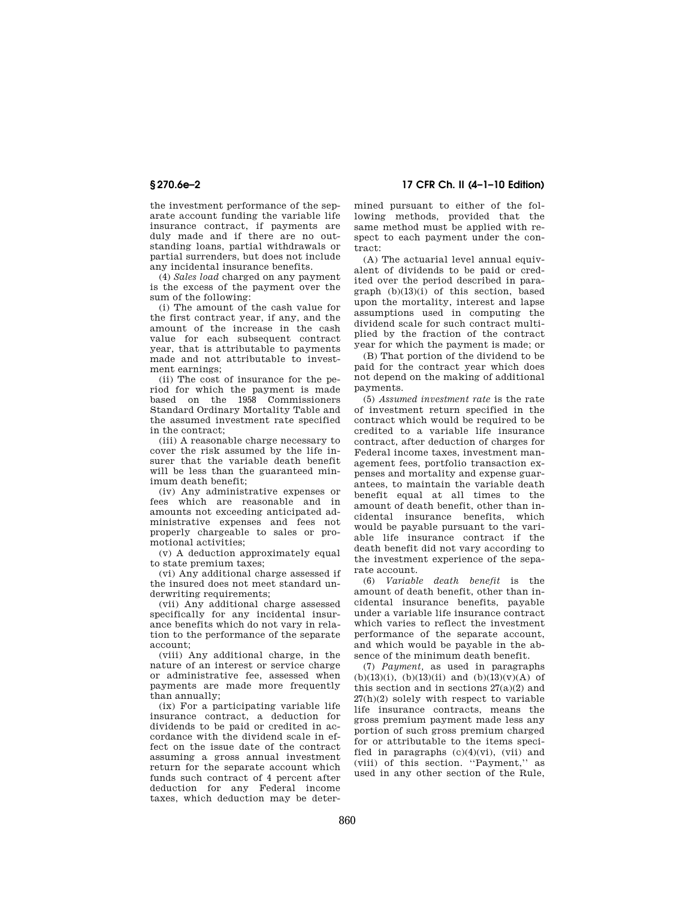the investment performance of the separate account funding the variable life insurance contract, if payments are duly made and if there are no outstanding loans, partial withdrawals or partial surrenders, but does not include any incidental insurance benefits.

(4) *Sales load* charged on any payment is the excess of the payment over the sum of the following:

(i) The amount of the cash value for the first contract year, if any, and the amount of the increase in the cash value for each subsequent contract year, that is attributable to payments made and not attributable to investment earnings;

(ii) The cost of insurance for the period for which the payment is made based on the 1958 Commissioners Standard Ordinary Mortality Table and the assumed investment rate specified in the contract;

(iii) A reasonable charge necessary to cover the risk assumed by the life insurer that the variable death benefit will be less than the guaranteed minimum death benefit;

(iv) Any administrative expenses or fees which are reasonable and in amounts not exceeding anticipated administrative expenses and fees not properly chargeable to sales or promotional activities;

(v) A deduction approximately equal to state premium taxes;

(vi) Any additional charge assessed if the insured does not meet standard underwriting requirements;

(vii) Any additional charge assessed specifically for any incidental insurance benefits which do not vary in relation to the performance of the separate account;

(viii) Any additional charge, in the nature of an interest or service charge or administrative fee, assessed when payments are made more frequently than annually;

(ix) For a participating variable life insurance contract, a deduction for dividends to be paid or credited in accordance with the dividend scale in effect on the issue date of the contract assuming a gross annual investment return for the separate account which funds such contract of 4 percent after deduction for any Federal income taxes, which deduction may be determined pursuant to either of the following methods, provided that the same method must be applied with respect to each payment under the contract:

(A) The actuarial level annual equivalent of dividends to be paid or credited over the period described in paragraph (b)(13)(i) of this section, based upon the mortality, interest and lapse assumptions used in computing the dividend scale for such contract multiplied by the fraction of the contract year for which the payment is made; or

(B) That portion of the dividend to be paid for the contract year which does not depend on the making of additional payments.

(5) *Assumed investment rate* is the rate of investment return specified in the contract which would be required to be credited to a variable life insurance contract, after deduction of charges for Federal income taxes, investment management fees, portfolio transaction expenses and mortality and expense guarantees, to maintain the variable death benefit equal at all times to the amount of death benefit, other than incidental insurance benefits, which would be payable pursuant to the variable life insurance contract if the death benefit did not vary according to the investment experience of the separate account.

(6) *Variable death benefit* is the amount of death benefit, other than incidental insurance benefits, payable under a variable life insurance contract which varies to reflect the investment performance of the separate account, and which would be payable in the absence of the minimum death benefit.

(7) *Payment*, as used in paragraphs (b)(13)(i), (b)(13)(ii) and (b)(13)(v)(A) of this section and in sections 27(a)(2) and 27(h)(2) solely with respect to variable life insurance contracts, means the gross premium payment made less any portion of such gross premium charged for or attributable to the items specified in paragraphs (c)(4)(vi), (vii) and (viii) of this section. ''Payment,'' as used in any other section of the Rule,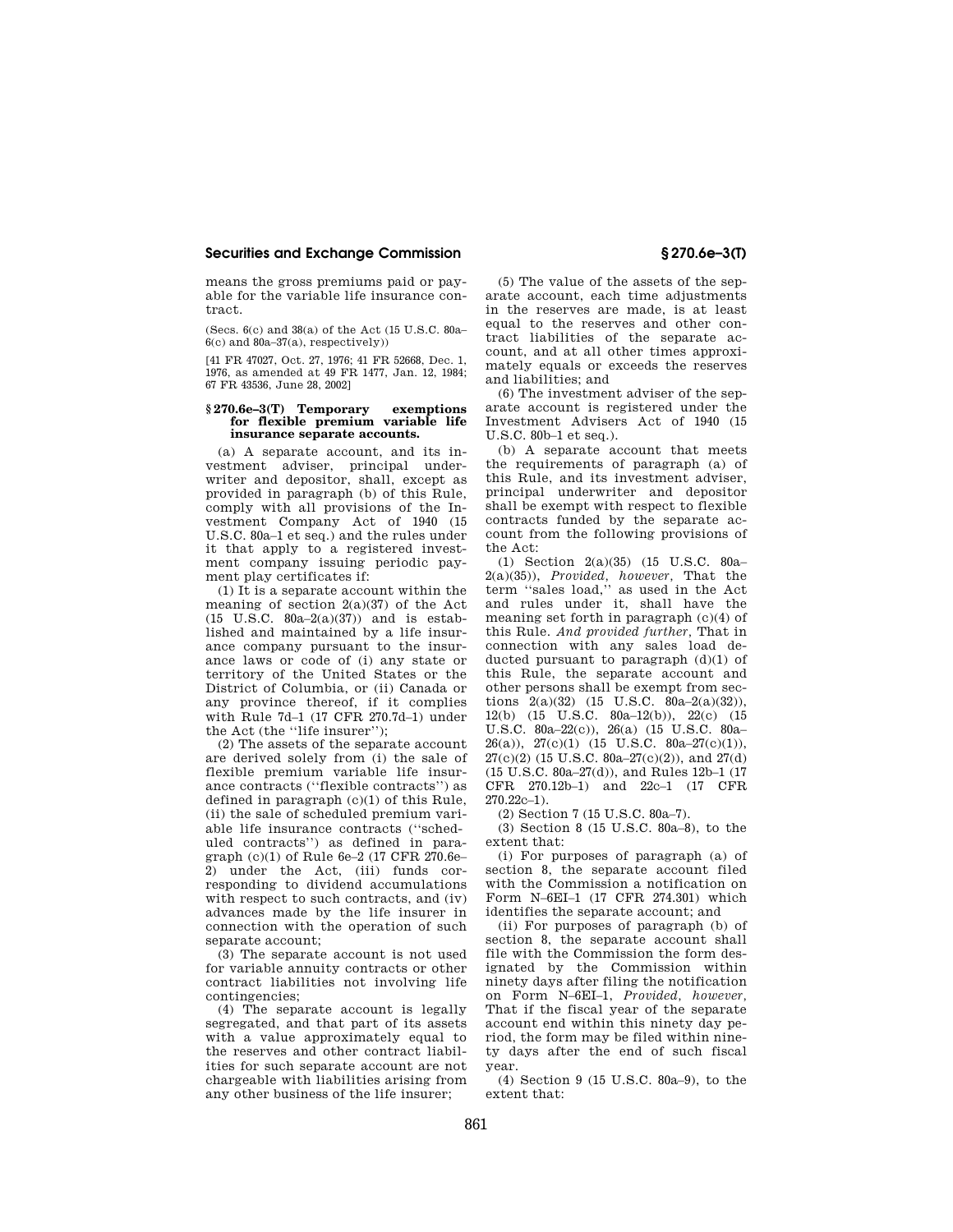means the gross premiums paid or payable for the variable life insurance contract.

(Secs. 6(c) and 38(a) of the Act (15 U.S.C. 80a–6(c) and 80a–37(a), respectively))

[41 FR 47027, Oct. 27, 1976; 41 FR 52668, Dec. 1, 1976, as amended at 49 FR 1477, Jan. 12, 1984; 67 FR 43536, June 28, 2002]

### § 270.6e–3(T) Temporary exemptions for flexible premium variable life insurance separate accounts.

(a) A separate account, and its investment adviser, principal underwriter and depositor, shall, except as provided in paragraph (b) of this Rule, comply with all provisions of the Investment Company Act of 1940 (15 U.S.C. 80a–1 et seq.) and the rules under it that apply to a registered investment company issuing periodic payment play certificates if:

(1) It is a separate account within the meaning of section 2(a)(37) of the Act (15 U.S.C. 80a–2(a)(37)) and is established and maintained by a life insurance company pursuant to the insurance laws or code of (i) any state or territory of the United States or the District of Columbia, or (ii) Canada or any province thereof, if it complies with Rule 7d–1 (17 CFR 270.7d–1) under the Act (the ''life insurer'');

(2) The assets of the separate account are derived solely from (i) the sale of flexible premium variable life insurance contracts (''flexible contracts'') as defined in paragraph (c)(1) of this Rule, (ii) the sale of scheduled premium variable life insurance contracts (''scheduled contracts'') as defined in paragraph (c)(1) of Rule 6e–2 (17 CFR 270.6e–2) under the Act, (iii) funds corresponding to dividend accumulations with respect to such contracts, and (iv) advances made by the life insurer in connection with the operation of such separate account;

(3) The separate account is not used for variable annuity contracts or other contract liabilities not involving life contingencies;

(4) The separate account is legally segregated, and that part of its assets with a value approximately equal to the reserves and other contract liabilities for such separate account are not chargeable with liabilities arising from any other business of the life insurer;

(5) The value of the assets of the separate account, each time adjustments in the reserves are made, is at least equal to the reserves and other contract liabilities of the separate account, and at all other times approximately equals or exceeds the reserves and liabilities; and

(6) The investment adviser of the separate account is registered under the Investment Advisers Act of 1940 (15 U.S.C. 80b–1 et seq.).

(b) A separate account that meets the requirements of paragraph (a) of this Rule, and its investment adviser, principal underwriter and depositor shall be exempt with respect to flexible contracts funded by the separate account from the following provisions of the Act:

(1) Section 2(a)(35) (15 U.S.C. 80a–2(a)(35)), *Provided, however,* That the term ''sales load,'' as used in the Act and rules under it, shall have the meaning set forth in paragraph (c)(4) of this Rule. *And provided further,* That in connection with any sales load deducted pursuant to paragraph (d)(1) of this Rule, the separate account and other persons shall be exempt from sections 2(a)(32) (15 U.S.C. 80a–2(a)(32)), 12(b) (15 U.S.C. 80a–12(b)), 22(c) (15 U.S.C. 80a–22(c)), 26(a) (15 U.S.C. 80a–26(a)), 27(c)(1) (15 U.S.C. 80a–27(c)(1)), 27(c)(2) (15 U.S.C. 80a–27(c)(2)), and 27(d) (15 U.S.C. 80a–27(d)), and Rules 12b–1 (17 CFR 270.12b–1) and 22c–1 (17 CFR 270.22c–1).

(2) Section 7 (15 U.S.C. 80a–7).

(3) Section 8 (15 U.S.C. 80a–8), to the extent that:

(i) For purposes of paragraph (a) of section 8, the separate account filed with the Commission a notification on Form N–6EI–1 (17 CFR 274.301) which identifies the separate account; and

(ii) For purposes of paragraph (b) of section 8, the separate account shall file with the Commission the form designated by the Commission within ninety days after filing the notification on Form N–6EI–1, *Provided, however,* That if the fiscal year of the separate account end within this ninety day period, the form may be filed within ninety days after the end of such fiscal year.

(4) Section 9 (15 U.S.C. 80a–9), to the extent that: